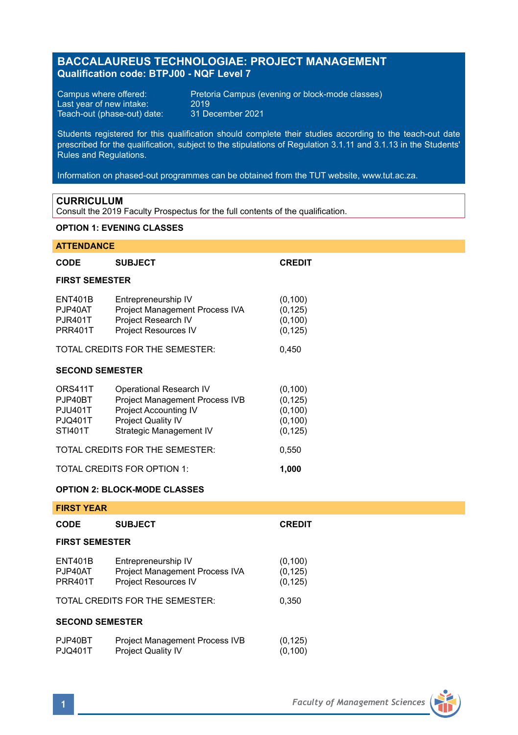# BACCALAUREUS TECHNOLOGIAE: PROJECT MANAGEMENT
**Qualification code: BTPJ00 - NQF Level 7**

Campus where offered: Pretoria Campus (evening or block-mode classes)
Last year of new intake: 2019
Teach-out (phase-out) date: 31 December 2021

Students registered for this qualification should complete their studies according to the teach-out date prescribed for the qualification, subject to the stipulations of Regulation 3.1.11 and 3.1.13 in the Students' Rules and Regulations.

Information on phased-out programmes can be obtained from the TUT website, www.tut.ac.za.

## CURRICULUM
Consult the 2019 Faculty Prospectus for the full contents of the qualification.

### OPTION 1: EVENING CLASSES

**ATTENDANCE**

| CODE | SUBJECT | CREDIT |
|---|---|---|
| **FIRST SEMESTER** | | |
| ENT401B | Entrepreneurship IV | (0,100) |
| PJP40AT | Project Management Process IVA | (0,125) |
| PJR401T | Project Research IV | (0,100) |
| PRR401T | Project Resources IV | (0,125) |
| TOTAL CREDITS FOR THE SEMESTER: | | 0,450 |
| **SECOND SEMESTER** | | |
| ORS411T | Operational Research IV | (0,100) |
| PJP40BT | Project Management Process IVB | (0,125) |
| PJU401T | Project Accounting IV | (0,100) |
| PJQ401T | Project Quality IV | (0,100) |
| STI401T | Strategic Management IV | (0,125) |
| TOTAL CREDITS FOR THE SEMESTER: | | 0,550 |
| TOTAL CREDITS FOR OPTION 1: | | **1,000** |

### OPTION 2: BLOCK-MODE CLASSES

**FIRST YEAR**

| CODE | SUBJECT | CREDIT |
|---|---|---|
| **FIRST SEMESTER** | | |
| ENT401B | Entrepreneurship IV | (0,100) |
| PJP40AT | Project Management Process IVA | (0,125) |
| PRR401T | Project Resources IV | (0,125) |
| TOTAL CREDITS FOR THE SEMESTER: | | 0,350 |
| **SECOND SEMESTER** | | |
| PJP40BT | Project Management Process IVB | (0,125) |
| PJQ401T | Project Quality IV | (0,100) |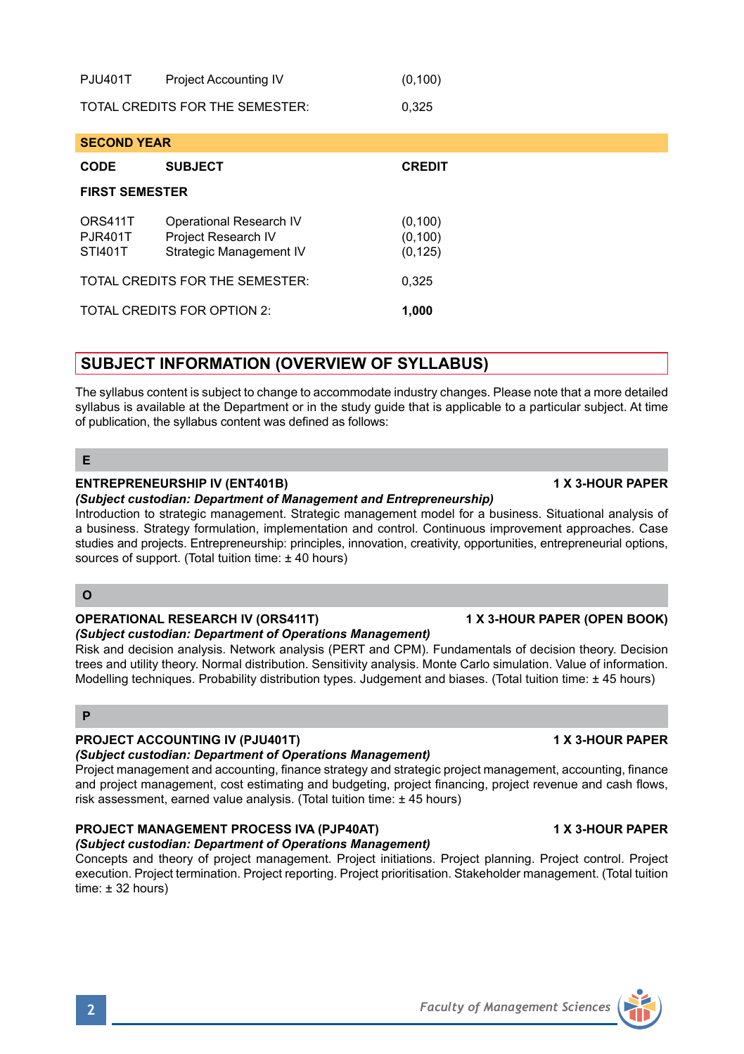| | | |
|---|---|---|
| PJU401T | Project Accounting IV | (0,100) |
| TOTAL CREDITS FOR THE SEMESTER: | | 0,325 |

**SECOND YEAR**

| CODE | SUBJECT | CREDIT |
|---|---|---|
| **FIRST SEMESTER** | | |
| ORS411T | Operational Research IV | (0,100) |
| PJR401T | Project Research IV | (0,100) |
| STI401T | Strategic Management IV | (0,125) |
| TOTAL CREDITS FOR THE SEMESTER: | | 0,325 |
| TOTAL CREDITS FOR OPTION 2: | | **1,000** |

## SUBJECT INFORMATION (OVERVIEW OF SYLLABUS)

The syllabus content is subject to change to accommodate industry changes. Please note that a more detailed syllabus is available at the Department or in the study guide that is applicable to a particular subject. At time of publication, the syllabus content was defined as follows:

### E

**ENTREPRENEURSHIP IV (ENT401B) — 1 X 3-HOUR PAPER**

***(Subject custodian: Department of Management and Entrepreneurship)***

Introduction to strategic management. Strategic management model for a business. Situational analysis of a business. Strategy formulation, implementation and control. Continuous improvement approaches. Case studies and projects. Entrepreneurship: principles, innovation, creativity, opportunities, entrepreneurial options, sources of support. (Total tuition time: ± 40 hours)

### O

**OPERATIONAL RESEARCH IV (ORS411T) — 1 X 3-HOUR PAPER (OPEN BOOK)**

***(Subject custodian: Department of Operations Management)***

Risk and decision analysis. Network analysis (PERT and CPM). Fundamentals of decision theory. Decision trees and utility theory. Normal distribution. Sensitivity analysis. Monte Carlo simulation. Value of information. Modelling techniques. Probability distribution types. Judgement and biases. (Total tuition time: ± 45 hours)

### P

**PROJECT ACCOUNTING IV (PJU401T) — 1 X 3-HOUR PAPER**

***(Subject custodian: Department of Operations Management)***

Project management and accounting, finance strategy and strategic project management, accounting, finance and project management, cost estimating and budgeting, project financing, project revenue and cash flows, risk assessment, earned value analysis. (Total tuition time: ± 45 hours)

**PROJECT MANAGEMENT PROCESS IVA (PJP40AT) — 1 X 3-HOUR PAPER**

***(Subject custodian: Department of Operations Management)***

Concepts and theory of project management. Project initiations. Project planning. Project control. Project execution. Project termination. Project reporting. Project prioritisation. Stakeholder management. (Total tuition time: ± 32 hours)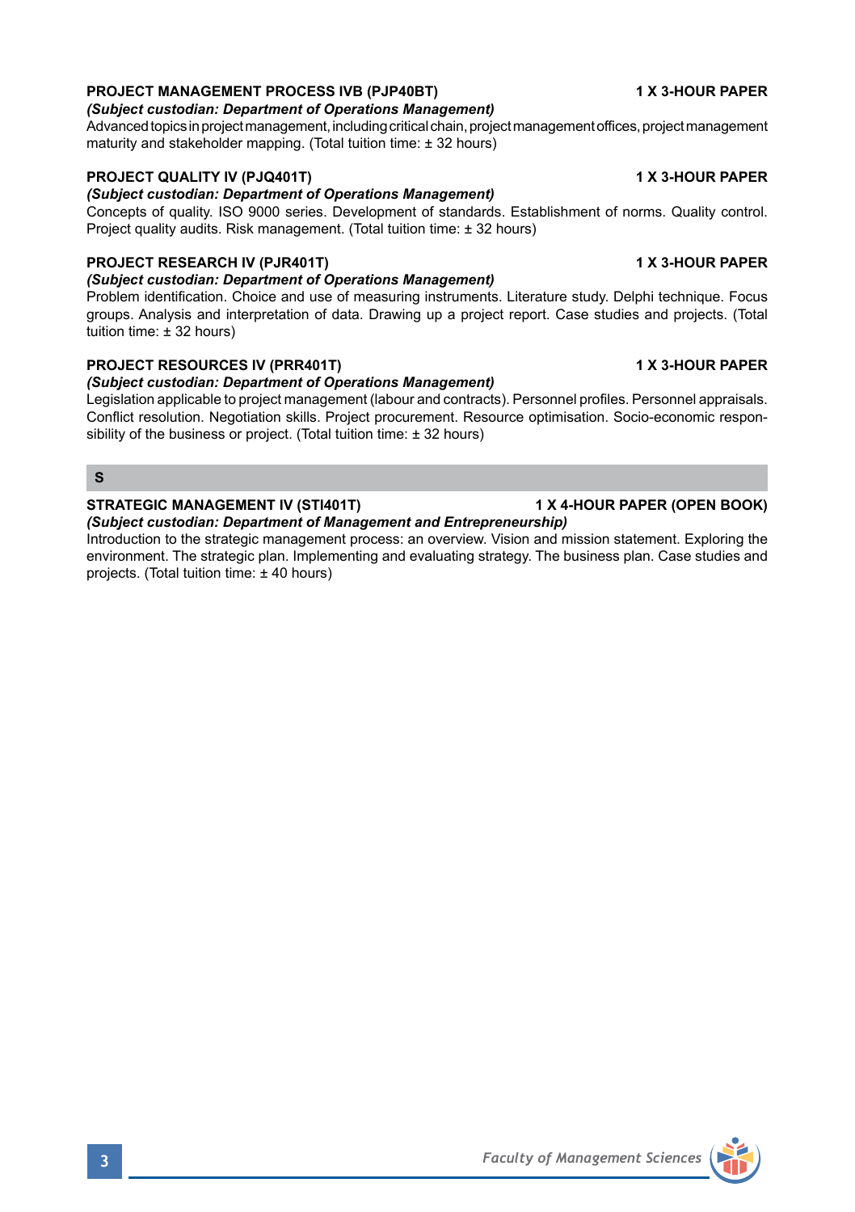**PROJECT MANAGEMENT PROCESS IVB (PJP40BT)** **1 X 3-HOUR PAPER**

***(Subject custodian: Department of Operations Management)***

Advanced topics in project management, including critical chain, project management offices, project management maturity and stakeholder mapping. (Total tuition time: ± 32 hours)

**PROJECT QUALITY IV (PJQ401T)** **1 X 3-HOUR PAPER**

***(Subject custodian: Department of Operations Management)***

Concepts of quality. ISO 9000 series. Development of standards. Establishment of norms. Quality control. Project quality audits. Risk management. (Total tuition time: ± 32 hours)

**PROJECT RESEARCH IV (PJR401T)** **1 X 3-HOUR PAPER**

***(Subject custodian: Department of Operations Management)***

Problem identification. Choice and use of measuring instruments. Literature study. Delphi technique. Focus groups. Analysis and interpretation of data. Drawing up a project report. Case studies and projects. (Total tuition time: ± 32 hours)

**PROJECT RESOURCES IV (PRR401T)** **1 X 3-HOUR PAPER**

***(Subject custodian: Department of Operations Management)***

Legislation applicable to project management (labour and contracts). Personnel profiles. Personnel appraisals. Conflict resolution. Negotiation skills. Project procurement. Resource optimisation. Socio-economic responsibility of the business or project. (Total tuition time: ± 32 hours)

## S

**STRATEGIC MANAGEMENT IV (STI401T)** **1 X 4-HOUR PAPER (OPEN BOOK)**

***(Subject custodian: Department of Management and Entrepreneurship)***

Introduction to the strategic management process: an overview. Vision and mission statement. Exploring the environment. The strategic plan. Implementing and evaluating strategy. The business plan. Case studies and projects. (Total tuition time: ± 40 hours)